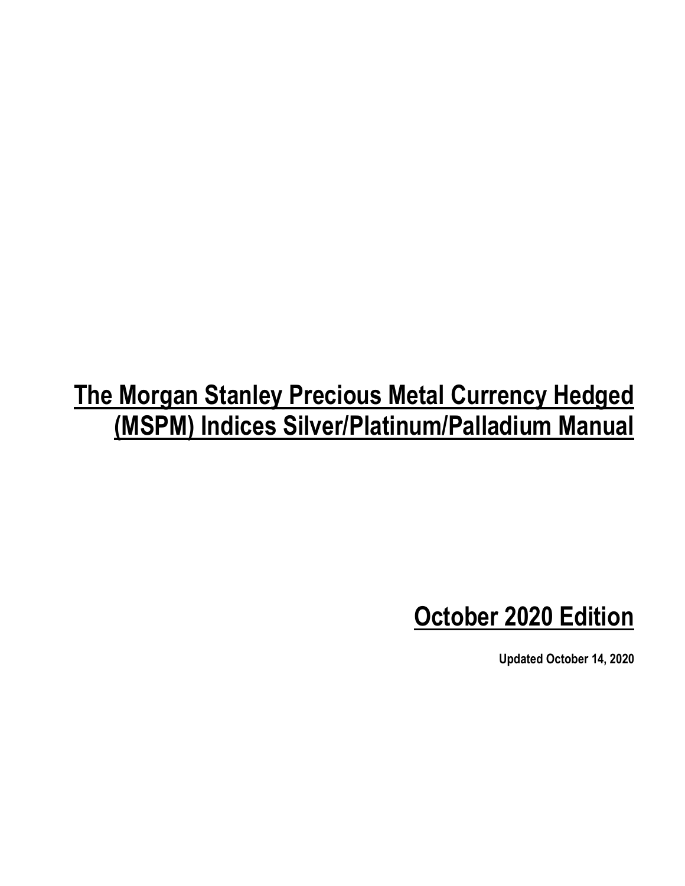# The Morgan Stanley Precious Metal Currency Hedged (MSPM) Indices Silver/Platinum/Palladium Manual

## October 2020 Edition

**Updated October 14, 2020**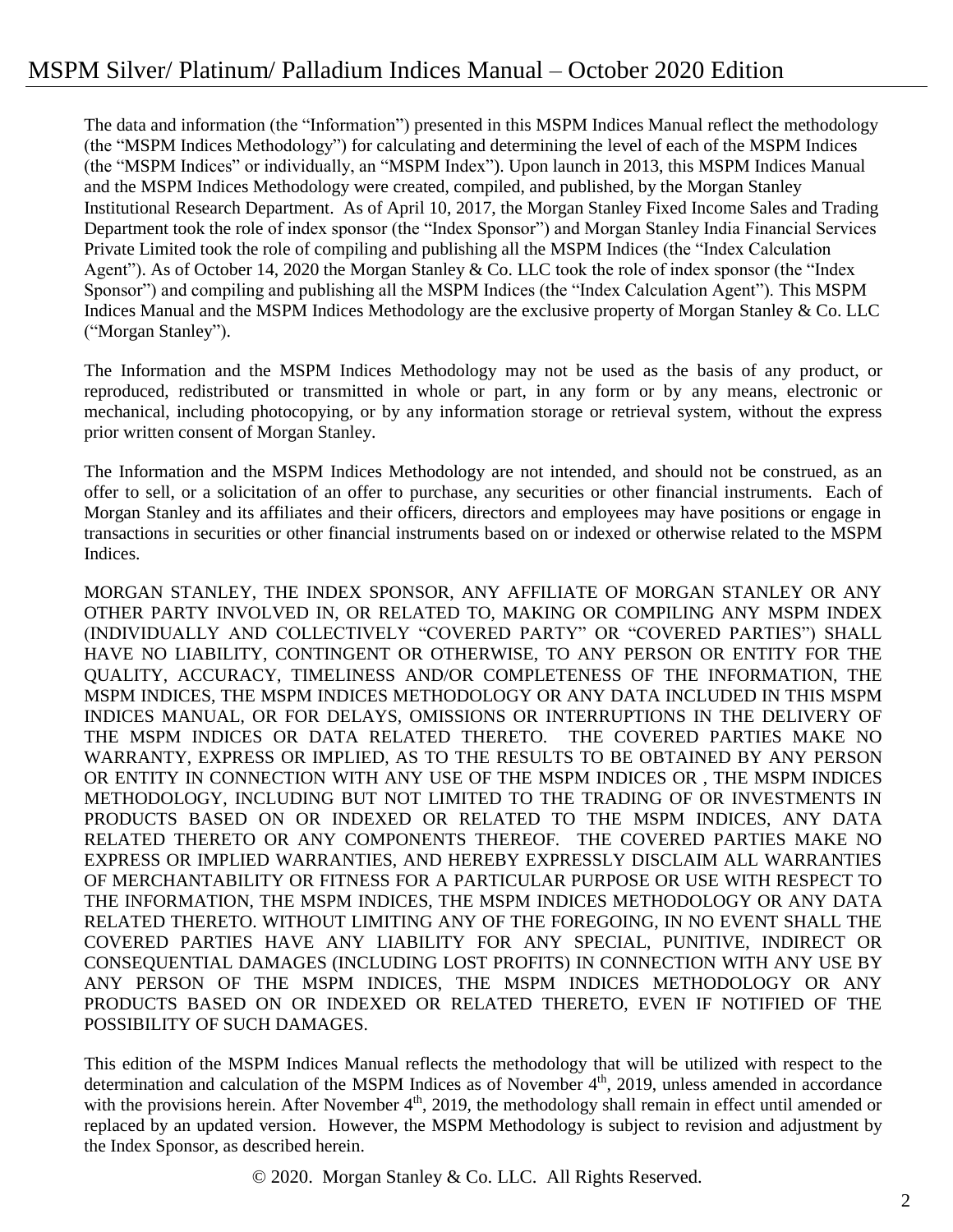The data and information (the "Information") presented in this MSPM Indices Manual reflect the methodology (the "MSPM Indices Methodology") for calculating and determining the level of each of the MSPM Indices (the "MSPM Indices" or individually, an "MSPM Index"). Upon launch in 2013, this MSPM Indices Manual and the MSPM Indices Methodology were created, compiled, and published, by the Morgan Stanley Institutional Research Department. As of April 10, 2017, the Morgan Stanley Fixed Income Sales and Trading Department took the role of index sponsor (the "Index Sponsor") and Morgan Stanley India Financial Services Private Limited took the role of compiling and publishing all the MSPM Indices (the "Index Calculation Agent"). As of October 14, 2020 the Morgan Stanley & Co. LLC took the role of index sponsor (the "Index Sponsor") and compiling and publishing all the MSPM Indices (the "Index Calculation Agent"). This MSPM Indices Manual and the MSPM Indices Methodology are the exclusive property of Morgan Stanley & Co. LLC ("Morgan Stanley").

The Information and the MSPM Indices Methodology may not be used as the basis of any product, or reproduced, redistributed or transmitted in whole or part, in any form or by any means, electronic or mechanical, including photocopying, or by any information storage or retrieval system, without the express prior written consent of Morgan Stanley.

The Information and the MSPM Indices Methodology are not intended, and should not be construed, as an offer to sell, or a solicitation of an offer to purchase, any securities or other financial instruments. Each of Morgan Stanley and its affiliates and their officers, directors and employees may have positions or engage in transactions in securities or other financial instruments based on or indexed or otherwise related to the MSPM Indices.

MORGAN STANLEY, THE INDEX SPONSOR, ANY AFFILIATE OF MORGAN STANLEY OR ANY OTHER PARTY INVOLVED IN, OR RELATED TO, MAKING OR COMPILING ANY MSPM INDEX (INDIVIDUALLY AND COLLECTIVELY "COVERED PARTY" OR "COVERED PARTIES") SHALL HAVE NO LIABILITY, CONTINGENT OR OTHERWISE, TO ANY PERSON OR ENTITY FOR THE QUALITY, ACCURACY, TIMELINESS AND/OR COMPLETENESS OF THE INFORMATION, THE MSPM INDICES, THE MSPM INDICES METHODOLOGY OR ANY DATA INCLUDED IN THIS MSPM INDICES MANUAL, OR FOR DELAYS, OMISSIONS OR INTERRUPTIONS IN THE DELIVERY OF THE MSPM INDICES OR DATA RELATED THERETO. THE COVERED PARTIES MAKE NO WARRANTY, EXPRESS OR IMPLIED, AS TO THE RESULTS TO BE OBTAINED BY ANY PERSON OR ENTITY IN CONNECTION WITH ANY USE OF THE MSPM INDICES OR , THE MSPM INDICES METHODOLOGY, INCLUDING BUT NOT LIMITED TO THE TRADING OF OR INVESTMENTS IN PRODUCTS BASED ON OR INDEXED OR RELATED TO THE MSPM INDICES, ANY DATA RELATED THERETO OR ANY COMPONENTS THEREOF. THE COVERED PARTIES MAKE NO EXPRESS OR IMPLIED WARRANTIES, AND HEREBY EXPRESSLY DISCLAIM ALL WARRANTIES OF MERCHANTABILITY OR FITNESS FOR A PARTICULAR PURPOSE OR USE WITH RESPECT TO THE INFORMATION, THE MSPM INDICES, THE MSPM INDICES METHODOLOGY OR ANY DATA RELATED THERETO. WITHOUT LIMITING ANY OF THE FOREGOING, IN NO EVENT SHALL THE COVERED PARTIES HAVE ANY LIABILITY FOR ANY SPECIAL, PUNITIVE, INDIRECT OR CONSEQUENTIAL DAMAGES (INCLUDING LOST PROFITS) IN CONNECTION WITH ANY USE BY ANY PERSON OF THE MSPM INDICES, THE MSPM INDICES METHODOLOGY OR ANY PRODUCTS BASED ON OR INDEXED OR RELATED THERETO, EVEN IF NOTIFIED OF THE POSSIBILITY OF SUCH DAMAGES.

This edition of the MSPM Indices Manual reflects the methodology that will be utilized with respect to the determination and calculation of the MSPM Indices as of November 4th, 2019, unless amended in accordance with the provisions herein. After November 4th, 2019, the methodology shall remain in effect until amended or replaced by an updated version. However, the MSPM Methodology is subject to revision and adjustment by the Index Sponsor, as described herein.

© 2020. Morgan Stanley & Co. LLC. All Rights Reserved.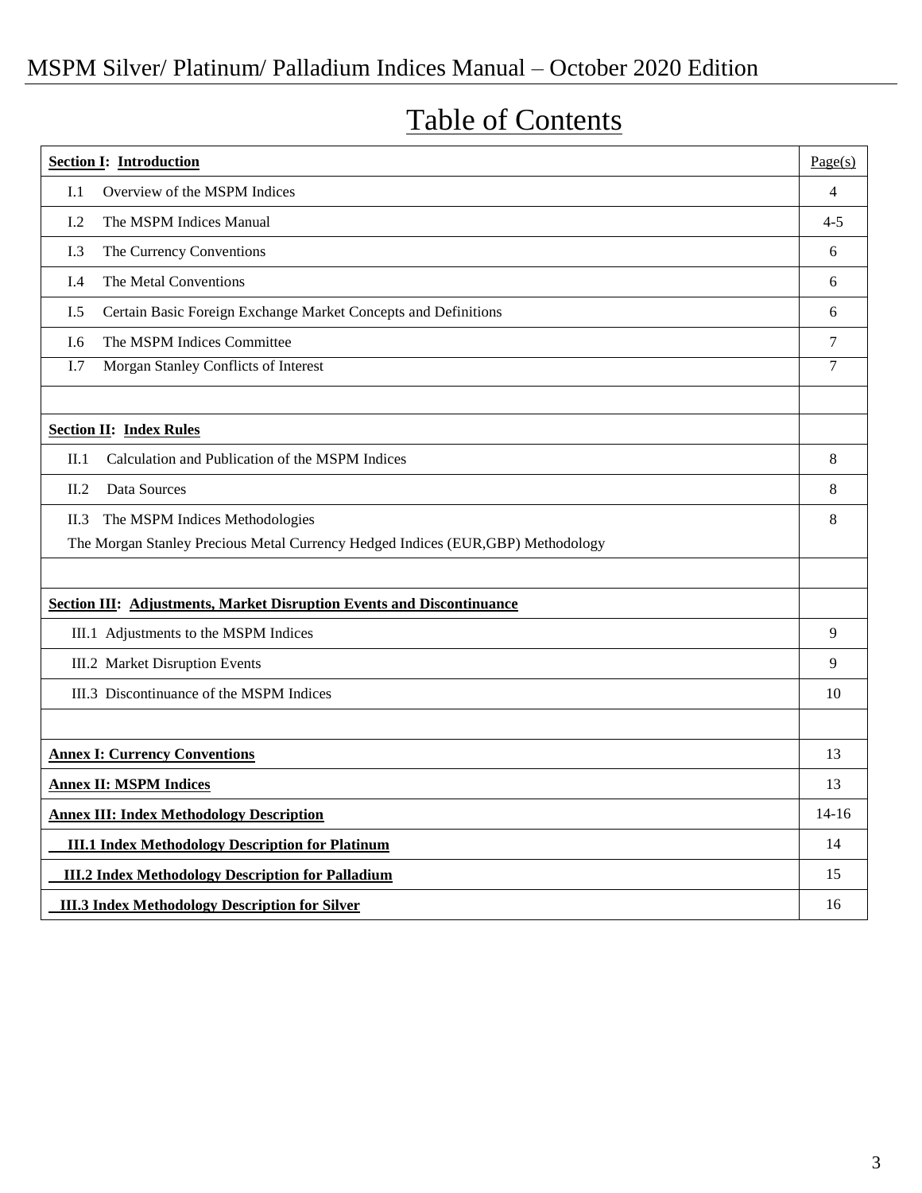# Table of Contents

| **Section I: Introduction** | Page(s) |
|---|---|
| I.1 Overview of the MSPM Indices | 4 |
| I.2 The MSPM Indices Manual | 4-5 |
| I.3 The Currency Conventions | 6 |
| I.4 The Metal Conventions | 6 |
| I.5 Certain Basic Foreign Exchange Market Concepts and Definitions | 6 |
| I.6 The MSPM Indices Committee | 7 |
| I.7 Morgan Stanley Conflicts of Interest | 7 |
| | |
| **Section II: Index Rules** | |
| II.1 Calculation and Publication of the MSPM Indices | 8 |
| II.2 Data Sources | 8 |
| II.3 The MSPM Indices Methodologies<br>The Morgan Stanley Precious Metal Currency Hedged Indices (EUR,GBP) Methodology | 8 |
| | |
| **Section III: Adjustments, Market Disruption Events and Discontinuance** | |
| III.1 Adjustments to the MSPM Indices | 9 |
| III.2 Market Disruption Events | 9 |
| III.3 Discontinuance of the MSPM Indices | 10 |
| | |
| **Annex I: Currency Conventions** | 13 |
| **Annex II: MSPM Indices** | 13 |
| **Annex III: Index Methodology Description** | 14-16 |
| **III.1 Index Methodology Description for Platinum** | 14 |
| **III.2 Index Methodology Description for Palladium** | 15 |
| **III.3 Index Methodology Description for Silver** | 16 |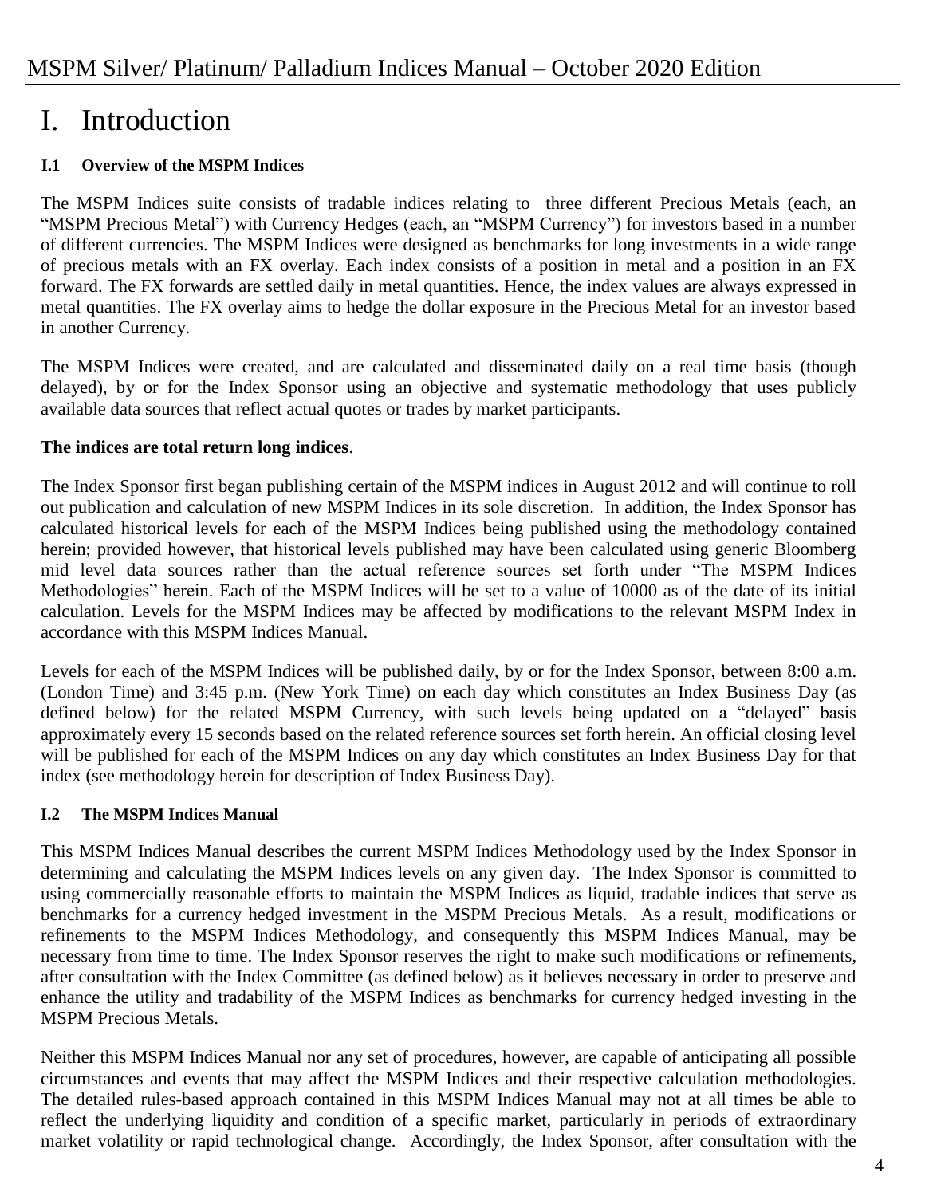# I. Introduction

### I.1 Overview of the MSPM Indices

The MSPM Indices suite consists of tradable indices relating to three different Precious Metals (each, an "MSPM Precious Metal") with Currency Hedges (each, an "MSPM Currency") for investors based in a number of different currencies. The MSPM Indices were designed as benchmarks for long investments in a wide range of precious metals with an FX overlay. Each index consists of a position in metal and a position in an FX forward. The FX forwards are settled daily in metal quantities. Hence, the index values are always expressed in metal quantities. The FX overlay aims to hedge the dollar exposure in the Precious Metal for an investor based in another Currency.

The MSPM Indices were created, and are calculated and disseminated daily on a real time basis (though delayed), by or for the Index Sponsor using an objective and systematic methodology that uses publicly available data sources that reflect actual quotes or trades by market participants.

**The indices are total return long indices**.

The Index Sponsor first began publishing certain of the MSPM indices in August 2012 and will continue to roll out publication and calculation of new MSPM Indices in its sole discretion. In addition, the Index Sponsor has calculated historical levels for each of the MSPM Indices being published using the methodology contained herein; provided however, that historical levels published may have been calculated using generic Bloomberg mid level data sources rather than the actual reference sources set forth under "The MSPM Indices Methodologies" herein. Each of the MSPM Indices will be set to a value of 10000 as of the date of its initial calculation. Levels for the MSPM Indices may be affected by modifications to the relevant MSPM Index in accordance with this MSPM Indices Manual.

Levels for each of the MSPM Indices will be published daily, by or for the Index Sponsor, between 8:00 a.m. (London Time) and 3:45 p.m. (New York Time) on each day which constitutes an Index Business Day (as defined below) for the related MSPM Currency, with such levels being updated on a "delayed" basis approximately every 15 seconds based on the related reference sources set forth herein. An official closing level will be published for each of the MSPM Indices on any day which constitutes an Index Business Day for that index (see methodology herein for description of Index Business Day).

### I.2 The MSPM Indices Manual

This MSPM Indices Manual describes the current MSPM Indices Methodology used by the Index Sponsor in determining and calculating the MSPM Indices levels on any given day. The Index Sponsor is committed to using commercially reasonable efforts to maintain the MSPM Indices as liquid, tradable indices that serve as benchmarks for a currency hedged investment in the MSPM Precious Metals. As a result, modifications or refinements to the MSPM Indices Methodology, and consequently this MSPM Indices Manual, may be necessary from time to time. The Index Sponsor reserves the right to make such modifications or refinements, after consultation with the Index Committee (as defined below) as it believes necessary in order to preserve and enhance the utility and tradability of the MSPM Indices as benchmarks for currency hedged investing in the MSPM Precious Metals.

Neither this MSPM Indices Manual nor any set of procedures, however, are capable of anticipating all possible circumstances and events that may affect the MSPM Indices and their respective calculation methodologies. The detailed rules-based approach contained in this MSPM Indices Manual may not at all times be able to reflect the underlying liquidity and condition of a specific market, particularly in periods of extraordinary market volatility or rapid technological change. Accordingly, the Index Sponsor, after consultation with the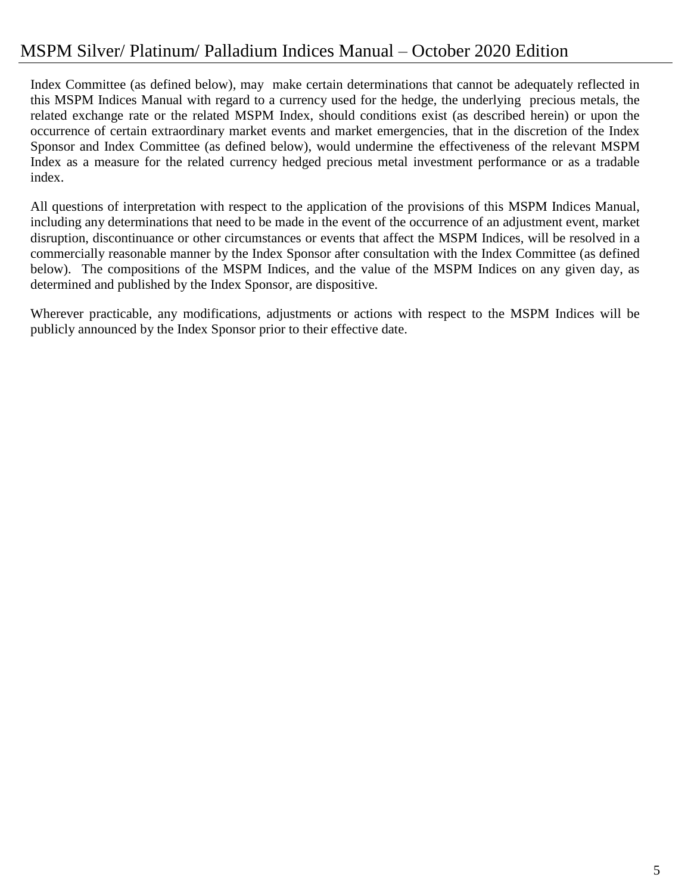Index Committee (as defined below), may make certain determinations that cannot be adequately reflected in this MSPM Indices Manual with regard to a currency used for the hedge, the underlying precious metals, the related exchange rate or the related MSPM Index, should conditions exist (as described herein) or upon the occurrence of certain extraordinary market events and market emergencies, that in the discretion of the Index Sponsor and Index Committee (as defined below), would undermine the effectiveness of the relevant MSPM Index as a measure for the related currency hedged precious metal investment performance or as a tradable index.

All questions of interpretation with respect to the application of the provisions of this MSPM Indices Manual, including any determinations that need to be made in the event of the occurrence of an adjustment event, market disruption, discontinuance or other circumstances or events that affect the MSPM Indices, will be resolved in a commercially reasonable manner by the Index Sponsor after consultation with the Index Committee (as defined below). The compositions of the MSPM Indices, and the value of the MSPM Indices on any given day, as determined and published by the Index Sponsor, are dispositive.

Wherever practicable, any modifications, adjustments or actions with respect to the MSPM Indices will be publicly announced by the Index Sponsor prior to their effective date.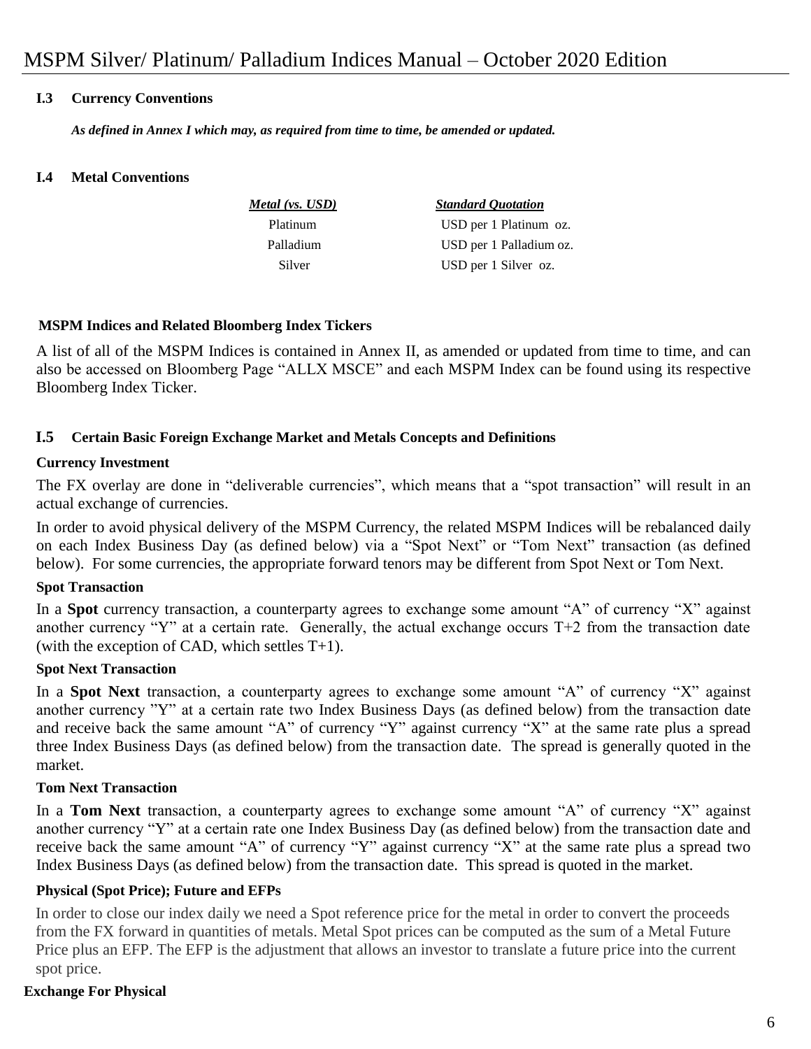### I.3 Currency Conventions

***As defined in Annex I which may, as required from time to time, be amended or updated.***

### I.4 Metal Conventions

| ***Metal (vs. USD)*** | ***Standard Quotation*** |
| --- | --- |
| Platinum | USD per 1 Platinum oz. |
| Palladium | USD per 1 Palladium oz. |
| Silver | USD per 1 Silver oz. |

**MSPM Indices and Related Bloomberg Index Tickers**

A list of all of the MSPM Indices is contained in Annex II, as amended or updated from time to time, and can also be accessed on Bloomberg Page "ALLX MSCE" and each MSPM Index can be found using its respective Bloomberg Index Ticker.

### I.5 Certain Basic Foreign Exchange Market and Metals Concepts and Definitions

**Currency Investment**

The FX overlay are done in "deliverable currencies", which means that a "spot transaction" will result in an actual exchange of currencies.

In order to avoid physical delivery of the MSPM Currency, the related MSPM Indices will be rebalanced daily on each Index Business Day (as defined below) via a "Spot Next" or "Tom Next" transaction (as defined below). For some currencies, the appropriate forward tenors may be different from Spot Next or Tom Next.

**Spot Transaction**

In a **Spot** currency transaction, a counterparty agrees to exchange some amount "A" of currency "X" against another currency "Y" at a certain rate. Generally, the actual exchange occurs T+2 from the transaction date (with the exception of CAD, which settles T+1).

**Spot Next Transaction**

In a **Spot Next** transaction, a counterparty agrees to exchange some amount "A" of currency "X" against another currency "Y" at a certain rate two Index Business Days (as defined below) from the transaction date and receive back the same amount "A" of currency "Y" against currency "X" at the same rate plus a spread three Index Business Days (as defined below) from the transaction date. The spread is generally quoted in the market.

**Tom Next Transaction**

In a **Tom Next** transaction, a counterparty agrees to exchange some amount "A" of currency "X" against another currency "Y" at a certain rate one Index Business Day (as defined below) from the transaction date and receive back the same amount "A" of currency "Y" against currency "X" at the same rate plus a spread two Index Business Days (as defined below) from the transaction date. This spread is quoted in the market.

**Physical (Spot Price); Future and EFPs**

In order to close our index daily we need a Spot reference price for the metal in order to convert the proceeds from the FX forward in quantities of metals. Metal Spot prices can be computed as the sum of a Metal Future Price plus an EFP. The EFP is the adjustment that allows an investor to translate a future price into the current spot price.

**Exchange For Physical**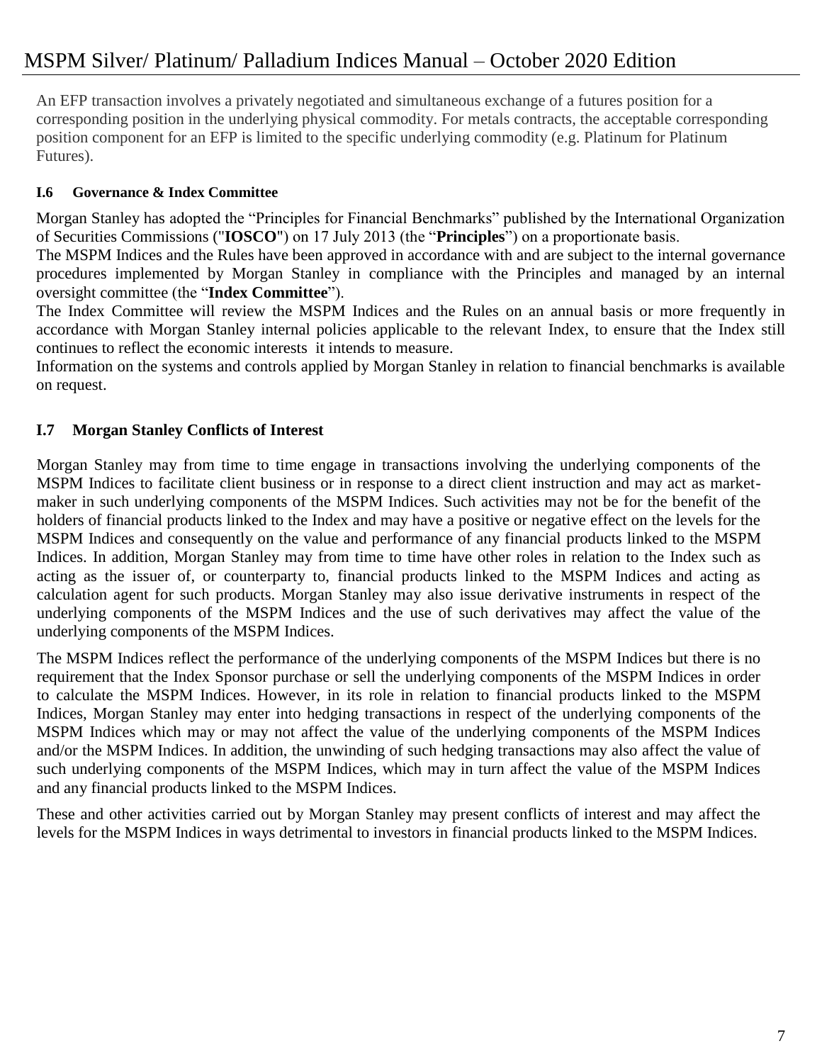An EFP transaction involves a privately negotiated and simultaneous exchange of a futures position for a corresponding position in the underlying physical commodity. For metals contracts, the acceptable corresponding position component for an EFP is limited to the specific underlying commodity (e.g. Platinum for Platinum Futures).

### I.6 Governance & Index Committee

Morgan Stanley has adopted the "Principles for Financial Benchmarks" published by the International Organization of Securities Commissions ("**IOSCO**") on 17 July 2013 (the "**Principles**") on a proportionate basis.

The MSPM Indices and the Rules have been approved in accordance with and are subject to the internal governance procedures implemented by Morgan Stanley in compliance with the Principles and managed by an internal oversight committee (the "**Index Committee**").

The Index Committee will review the MSPM Indices and the Rules on an annual basis or more frequently in accordance with Morgan Stanley internal policies applicable to the relevant Index, to ensure that the Index still continues to reflect the economic interests it intends to measure.

Information on the systems and controls applied by Morgan Stanley in relation to financial benchmarks is available on request.

### I.7 Morgan Stanley Conflicts of Interest

Morgan Stanley may from time to time engage in transactions involving the underlying components of the MSPM Indices to facilitate client business or in response to a direct client instruction and may act as market-maker in such underlying components of the MSPM Indices. Such activities may not be for the benefit of the holders of financial products linked to the Index and may have a positive or negative effect on the levels for the MSPM Indices and consequently on the value and performance of any financial products linked to the MSPM Indices. In addition, Morgan Stanley may from time to time have other roles in relation to the Index such as acting as the issuer of, or counterparty to, financial products linked to the MSPM Indices and acting as calculation agent for such products. Morgan Stanley may also issue derivative instruments in respect of the underlying components of the MSPM Indices and the use of such derivatives may affect the value of the underlying components of the MSPM Indices.

The MSPM Indices reflect the performance of the underlying components of the MSPM Indices but there is no requirement that the Index Sponsor purchase or sell the underlying components of the MSPM Indices in order to calculate the MSPM Indices. However, in its role in relation to financial products linked to the MSPM Indices, Morgan Stanley may enter into hedging transactions in respect of the underlying components of the MSPM Indices which may or may not affect the value of the underlying components of the MSPM Indices and/or the MSPM Indices. In addition, the unwinding of such hedging transactions may also affect the value of such underlying components of the MSPM Indices, which may in turn affect the value of the MSPM Indices and any financial products linked to the MSPM Indices.

These and other activities carried out by Morgan Stanley may present conflicts of interest and may affect the levels for the MSPM Indices in ways detrimental to investors in financial products linked to the MSPM Indices.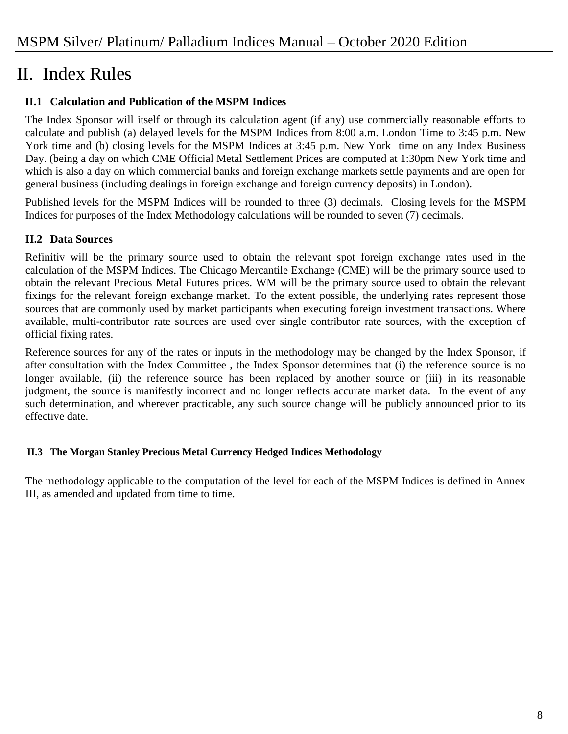# II. Index Rules

### II.1 Calculation and Publication of the MSPM Indices

The Index Sponsor will itself or through its calculation agent (if any) use commercially reasonable efforts to calculate and publish (a) delayed levels for the MSPM Indices from 8:00 a.m. London Time to 3:45 p.m. New York time and (b) closing levels for the MSPM Indices at 3:45 p.m. New York time on any Index Business Day. (being a day on which CME Official Metal Settlement Prices are computed at 1:30pm New York time and which is also a day on which commercial banks and foreign exchange markets settle payments and are open for general business (including dealings in foreign exchange and foreign currency deposits) in London).

Published levels for the MSPM Indices will be rounded to three (3) decimals. Closing levels for the MSPM Indices for purposes of the Index Methodology calculations will be rounded to seven (7) decimals.

### II.2 Data Sources

Refinitiv will be the primary source used to obtain the relevant spot foreign exchange rates used in the calculation of the MSPM Indices. The Chicago Mercantile Exchange (CME) will be the primary source used to obtain the relevant Precious Metal Futures prices. WM will be the primary source used to obtain the relevant fixings for the relevant foreign exchange market. To the extent possible, the underlying rates represent those sources that are commonly used by market participants when executing foreign investment transactions. Where available, multi-contributor rate sources are used over single contributor rate sources, with the exception of official fixing rates.

Reference sources for any of the rates or inputs in the methodology may be changed by the Index Sponsor, if after consultation with the Index Committee , the Index Sponsor determines that (i) the reference source is no longer available, (ii) the reference source has been replaced by another source or (iii) in its reasonable judgment, the source is manifestly incorrect and no longer reflects accurate market data. In the event of any such determination, and wherever practicable, any such source change will be publicly announced prior to its effective date.

### II.3 The Morgan Stanley Precious Metal Currency Hedged Indices Methodology

The methodology applicable to the computation of the level for each of the MSPM Indices is defined in Annex III, as amended and updated from time to time.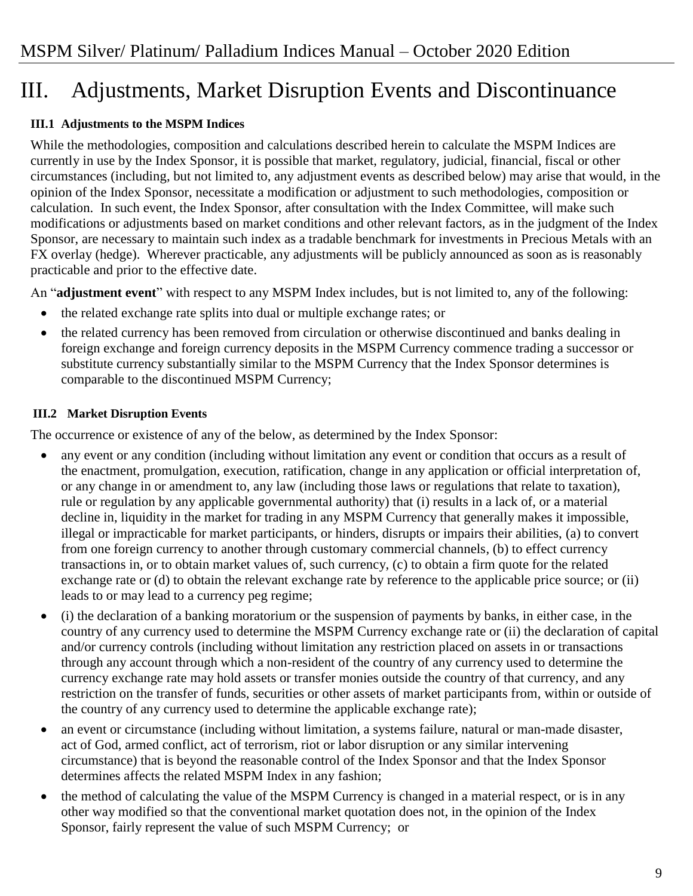# III. Adjustments, Market Disruption Events and Discontinuance

### III.1 Adjustments to the MSPM Indices

While the methodologies, composition and calculations described herein to calculate the MSPM Indices are currently in use by the Index Sponsor, it is possible that market, regulatory, judicial, financial, fiscal or other circumstances (including, but not limited to, any adjustment events as described below) may arise that would, in the opinion of the Index Sponsor, necessitate a modification or adjustment to such methodologies, composition or calculation. In such event, the Index Sponsor, after consultation with the Index Committee, will make such modifications or adjustments based on market conditions and other relevant factors, as in the judgment of the Index Sponsor, are necessary to maintain such index as a tradable benchmark for investments in Precious Metals with an FX overlay (hedge). Wherever practicable, any adjustments will be publicly announced as soon as is reasonably practicable and prior to the effective date.

An "**adjustment event**" with respect to any MSPM Index includes, but is not limited to, any of the following:

- the related exchange rate splits into dual or multiple exchange rates; or
- the related currency has been removed from circulation or otherwise discontinued and banks dealing in foreign exchange and foreign currency deposits in the MSPM Currency commence trading a successor or substitute currency substantially similar to the MSPM Currency that the Index Sponsor determines is comparable to the discontinued MSPM Currency;

### III.2 Market Disruption Events

The occurrence or existence of any of the below, as determined by the Index Sponsor:

- any event or any condition (including without limitation any event or condition that occurs as a result of the enactment, promulgation, execution, ratification, change in any application or official interpretation of, or any change in or amendment to, any law (including those laws or regulations that relate to taxation), rule or regulation by any applicable governmental authority) that (i) results in a lack of, or a material decline in, liquidity in the market for trading in any MSPM Currency that generally makes it impossible, illegal or impracticable for market participants, or hinders, disrupts or impairs their abilities, (a) to convert from one foreign currency to another through customary commercial channels, (b) to effect currency transactions in, or to obtain market values of, such currency, (c) to obtain a firm quote for the related exchange rate or (d) to obtain the relevant exchange rate by reference to the applicable price source; or (ii) leads to or may lead to a currency peg regime;
- (i) the declaration of a banking moratorium or the suspension of payments by banks, in either case, in the country of any currency used to determine the MSPM Currency exchange rate or (ii) the declaration of capital and/or currency controls (including without limitation any restriction placed on assets in or transactions through any account through which a non-resident of the country of any currency used to determine the currency exchange rate may hold assets or transfer monies outside the country of that currency, and any restriction on the transfer of funds, securities or other assets of market participants from, within or outside of the country of any currency used to determine the applicable exchange rate);
- an event or circumstance (including without limitation, a systems failure, natural or man-made disaster, act of God, armed conflict, act of terrorism, riot or labor disruption or any similar intervening circumstance) that is beyond the reasonable control of the Index Sponsor and that the Index Sponsor determines affects the related MSPM Index in any fashion;
- the method of calculating the value of the MSPM Currency is changed in a material respect, or is in any other way modified so that the conventional market quotation does not, in the opinion of the Index Sponsor, fairly represent the value of such MSPM Currency; or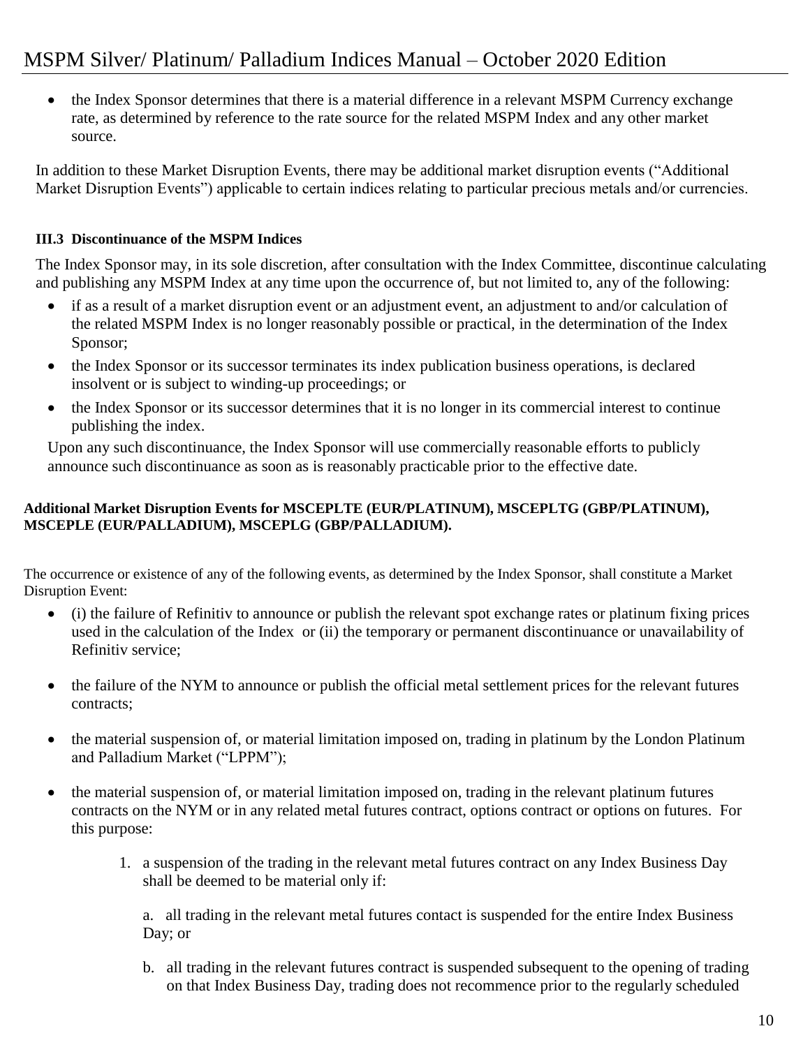- the Index Sponsor determines that there is a material difference in a relevant MSPM Currency exchange rate, as determined by reference to the rate source for the related MSPM Index and any other market source.

In addition to these Market Disruption Events, there may be additional market disruption events ("Additional Market Disruption Events") applicable to certain indices relating to particular precious metals and/or currencies.

### III.3 Discontinuance of the MSPM Indices

The Index Sponsor may, in its sole discretion, after consultation with the Index Committee, discontinue calculating and publishing any MSPM Index at any time upon the occurrence of, but not limited to, any of the following:

- if as a result of a market disruption event or an adjustment event, an adjustment to and/or calculation of the related MSPM Index is no longer reasonably possible or practical, in the determination of the Index Sponsor;
- the Index Sponsor or its successor terminates its index publication business operations, is declared insolvent or is subject to winding-up proceedings; or
- the Index Sponsor or its successor determines that it is no longer in its commercial interest to continue publishing the index.

Upon any such discontinuance, the Index Sponsor will use commercially reasonable efforts to publicly announce such discontinuance as soon as is reasonably practicable prior to the effective date.

**Additional Market Disruption Events for MSCEPLTE (EUR/PLATINUM), MSCEPLTG (GBP/PLATINUM), MSCEPLE (EUR/PALLADIUM), MSCEPLG (GBP/PALLADIUM).**

The occurrence or existence of any of the following events, as determined by the Index Sponsor, shall constitute a Market Disruption Event:

- (i) the failure of Refinitiv to announce or publish the relevant spot exchange rates or platinum fixing prices used in the calculation of the Index or (ii) the temporary or permanent discontinuance or unavailability of Refinitiv service;
- the failure of the NYM to announce or publish the official metal settlement prices for the relevant futures contracts;
- the material suspension of, or material limitation imposed on, trading in platinum by the London Platinum and Palladium Market ("LPPM");
- the material suspension of, or material limitation imposed on, trading in the relevant platinum futures contracts on the NYM or in any related metal futures contract, options contract or options on futures. For this purpose:

  1. a suspension of the trading in the relevant metal futures contract on any Index Business Day shall be deemed to be material only if:

     a. all trading in the relevant metal futures contact is suspended for the entire Index Business Day; or

     b. all trading in the relevant futures contract is suspended subsequent to the opening of trading on that Index Business Day, trading does not recommence prior to the regularly scheduled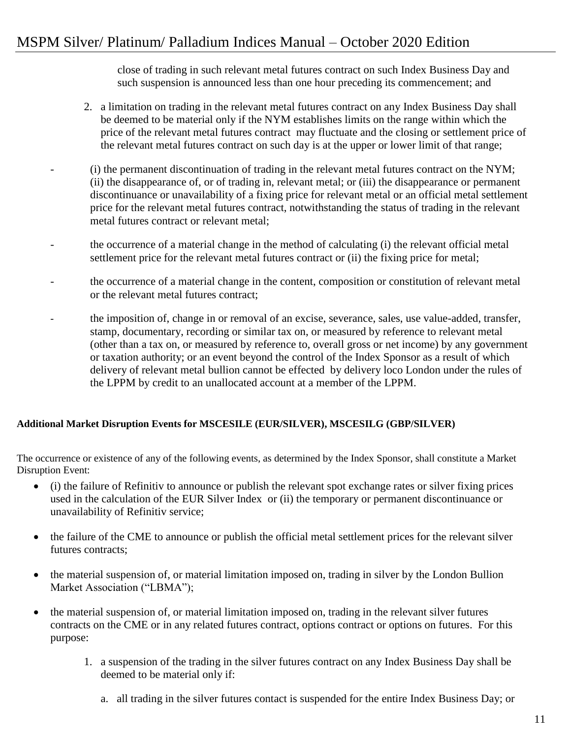close of trading in such relevant metal futures contract on such Index Business Day and such suspension is announced less than one hour preceding its commencement; and

2. a limitation on trading in the relevant metal futures contract on any Index Business Day shall be deemed to be material only if the NYM establishes limits on the range within which the price of the relevant metal futures contract may fluctuate and the closing or settlement price of the relevant metal futures contract on such day is at the upper or lower limit of that range;

- (i) the permanent discontinuation of trading in the relevant metal futures contract on the NYM; (ii) the disappearance of, or of trading in, relevant metal; or (iii) the disappearance or permanent discontinuance or unavailability of a fixing price for relevant metal or an official metal settlement price for the relevant metal futures contract, notwithstanding the status of trading in the relevant metal futures contract or relevant metal;

- the occurrence of a material change in the method of calculating (i) the relevant official metal settlement price for the relevant metal futures contract or (ii) the fixing price for metal;

- the occurrence of a material change in the content, composition or constitution of relevant metal or the relevant metal futures contract;

- the imposition of, change in or removal of an excise, severance, sales, use value-added, transfer, stamp, documentary, recording or similar tax on, or measured by reference to relevant metal (other than a tax on, or measured by reference to, overall gross or net income) by any government or taxation authority; or an event beyond the control of the Index Sponsor as a result of which delivery of relevant metal bullion cannot be effected by delivery loco London under the rules of the LPPM by credit to an unallocated account at a member of the LPPM.

**Additional Market Disruption Events for MSCESILE (EUR/SILVER), MSCESILG (GBP/SILVER)**

The occurrence or existence of any of the following events, as determined by the Index Sponsor, shall constitute a Market Disruption Event:

- (i) the failure of Refinitiv to announce or publish the relevant spot exchange rates or silver fixing prices used in the calculation of the EUR Silver Index or (ii) the temporary or permanent discontinuance or unavailability of Refinitiv service;
- the failure of the CME to announce or publish the official metal settlement prices for the relevant silver futures contracts;
- the material suspension of, or material limitation imposed on, trading in silver by the London Bullion Market Association ("LBMA");
- the material suspension of, or material limitation imposed on, trading in the relevant silver futures contracts on the CME or in any related futures contract, options contract or options on futures. For this purpose:

  1. a suspension of the trading in the silver futures contract on any Index Business Day shall be deemed to be material only if:

     a. all trading in the silver futures contact is suspended for the entire Index Business Day; or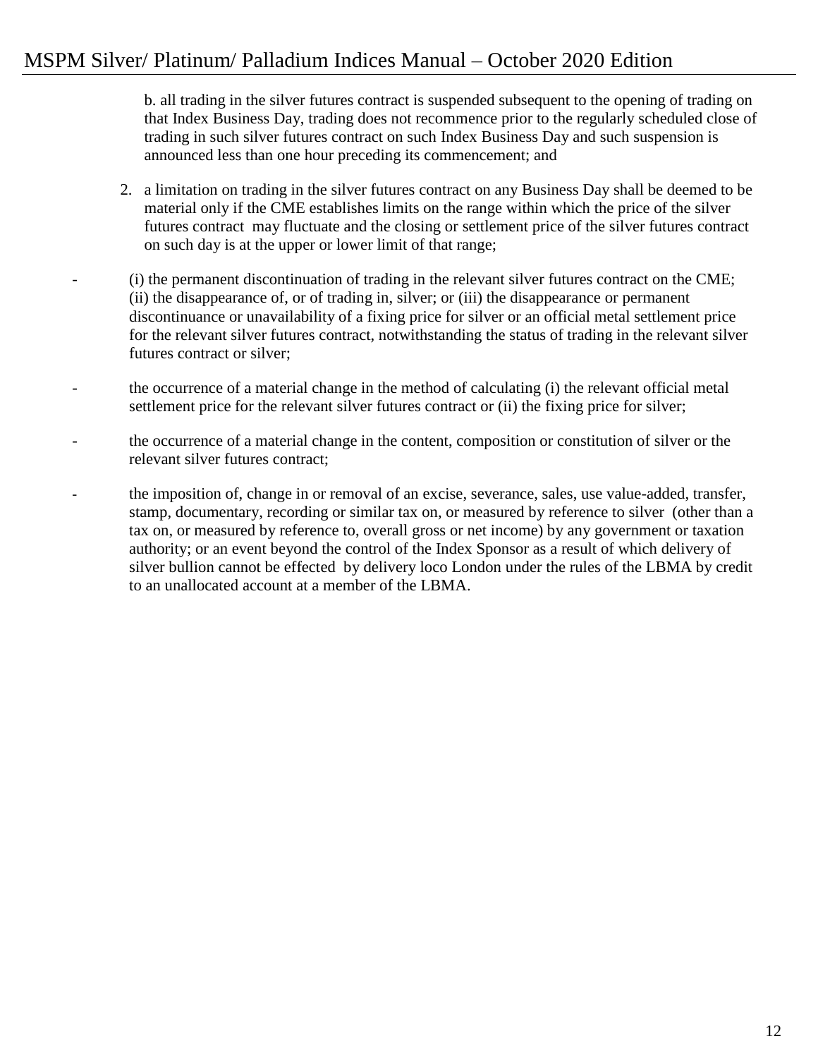b. all trading in the silver futures contract is suspended subsequent to the opening of trading on that Index Business Day, trading does not recommence prior to the regularly scheduled close of trading in such silver futures contract on such Index Business Day and such suspension is announced less than one hour preceding its commencement; and

2. a limitation on trading in the silver futures contract on any Business Day shall be deemed to be material only if the CME establishes limits on the range within which the price of the silver futures contract may fluctuate and the closing or settlement price of the silver futures contract on such day is at the upper or lower limit of that range;

- (i) the permanent discontinuation of trading in the relevant silver futures contract on the CME; (ii) the disappearance of, or of trading in, silver; or (iii) the disappearance or permanent discontinuance or unavailability of a fixing price for silver or an official metal settlement price for the relevant silver futures contract, notwithstanding the status of trading in the relevant silver futures contract or silver;

- the occurrence of a material change in the method of calculating (i) the relevant official metal settlement price for the relevant silver futures contract or (ii) the fixing price for silver;

- the occurrence of a material change in the content, composition or constitution of silver or the relevant silver futures contract;

- the imposition of, change in or removal of an excise, severance, sales, use value-added, transfer, stamp, documentary, recording or similar tax on, or measured by reference to silver (other than a tax on, or measured by reference to, overall gross or net income) by any government or taxation authority; or an event beyond the control of the Index Sponsor as a result of which delivery of silver bullion cannot be effected by delivery loco London under the rules of the LBMA by credit to an unallocated account at a member of the LBMA.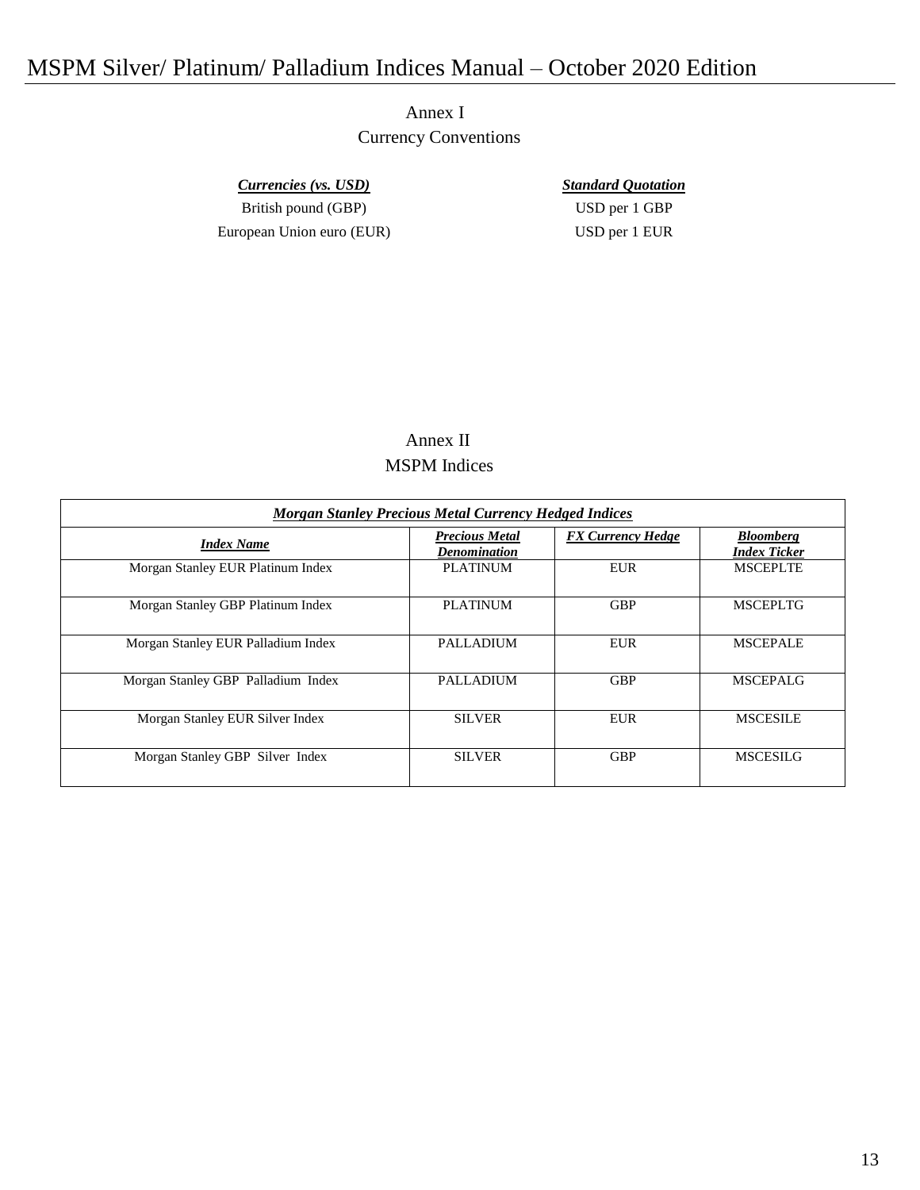## Annex I
## Currency Conventions

| ***Currencies (vs. USD)*** | ***Standard Quotation*** |
| --- | --- |
| British pound (GBP) | USD per 1 GBP |
| European Union euro (EUR) | USD per 1 EUR |

## Annex II
## MSPM Indices

| ***Morgan Stanley Precious Metal Currency Hedged Indices*** | | | |
| --- | --- | --- | --- |
| ***Index Name*** | ***Precious Metal Denomination*** | ***FX Currency Hedge*** | ***Bloomberg Index Ticker*** |
| Morgan Stanley EUR Platinum Index | PLATINUM | EUR | MSCEPLTE |
| Morgan Stanley GBP Platinum Index | PLATINUM | GBP | MSCEPLTG |
| Morgan Stanley EUR Palladium Index | PALLADIUM | EUR | MSCEPALE |
| Morgan Stanley GBP Palladium Index | PALLADIUM | GBP | MSCEPALG |
| Morgan Stanley EUR Silver Index | SILVER | EUR | MSCESILE |
| Morgan Stanley GBP Silver Index | SILVER | GBP | MSCESILG |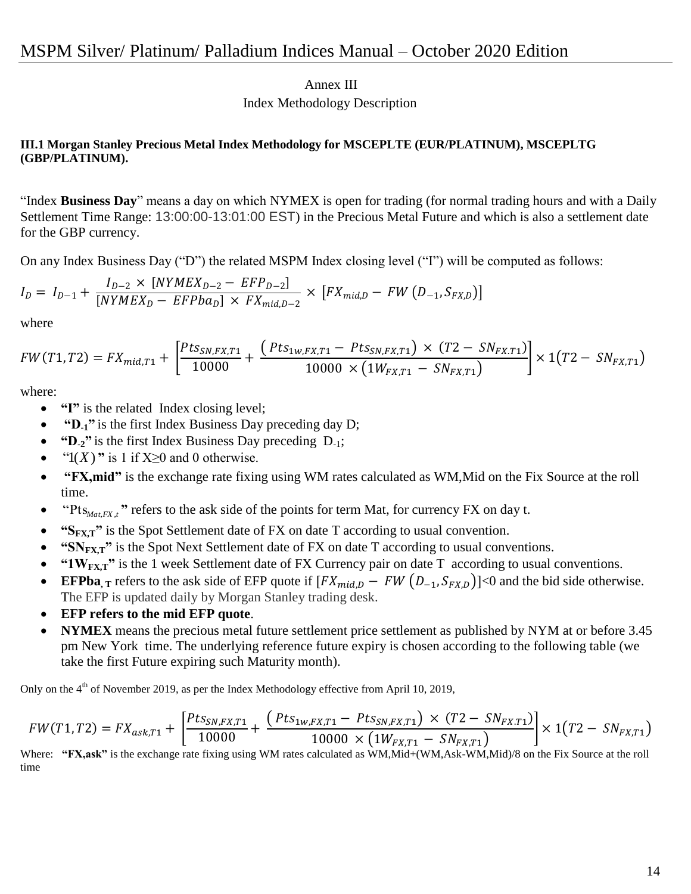Annex III

Index Methodology Description

**III.1 Morgan Stanley Precious Metal Index Methodology for MSCEPLTE (EUR/PLATINUM), MSCEPLTG (GBP/PLATINUM).**

"Index **Business Day**" means a day on which NYMEX is open for trading (for normal trading hours and with a Daily Settlement Time Range: 13:00:00-13:01:00 EST) in the Precious Metal Future and which is also a settlement date for the GBP currency.

On any Index Business Day ("D") the related MSPM Index closing level ("I") will be computed as follows:

$$I_D = I_{D-1} + \frac{I_{D-2} \times [NYMEX_{D-2} - EFP_{D-2}]}{[NYMEX_D - EFPba_D] \times FX_{mid,D-2}} \times [FX_{mid,D} - FW(D_{-1}, S_{FX,D})]$$

where

$$FW(T1, T2) = FX_{mid,T1} + \left[\frac{Pts_{SN,FX,T1}}{10000} + \frac{(Pts_{1w,FX,T1} - Pts_{SN,FX,T1}) \times (T2 - SN_{FX,T1})}{10000 \times (1W_{FX,T1} - SN_{FX,T1})}\right] \times 1(T2 - SN_{FX,T1})$$

where:

- **"I"** is the related Index closing level;
- **"$D_{-1}$"** is the first Index Business Day preceding day D;
- **"$D_{-2}$"** is the first Index Business Day preceding $D_{-1}$;
- "$1(X)$" is 1 if X≥0 and 0 otherwise.
- **"FX,mid"** is the exchange rate fixing using WM rates calculated as WM,Mid on the Fix Source at the roll time.
- "$Pts_{Mat,FX,t}$" refers to the ask side of the points for term Mat, for currency FX on day t.
- **"$S_{FX,T}$"** is the Spot Settlement date of FX on date T according to usual convention.
- **"$SN_{FX,T}$"** is the Spot Next Settlement date of FX on date T according to usual conventions.
- **"$1W_{FX,T}$"** is the 1 week Settlement date of FX Currency pair on date T according to usual conventions.
- **$EFPba_{,T}$** refers to the ask side of EFP quote if $[FX_{mid,D} - FW(D_{-1}, S_{FX,D})]<0$ and the bid side otherwise. The EFP is updated daily by Morgan Stanley trading desk.
- **EFP refers to the mid EFP quote**.
- **NYMEX** means the precious metal future settlement price settlement as published by NYM at or before 3.45 pm New York time. The underlying reference future expiry is chosen according to the following table (we take the first Future expiring such Maturity month).

Only on the 4th of November 2019, as per the Index Methodology effective from April 10, 2019,

$$FW(T1, T2) = FX_{ask,T1} + \left[\frac{Pts_{SN,FX,T1}}{10000} + \frac{(Pts_{1w,FX,T1} - Pts_{SN,FX,T1}) \times (T2 - SN_{FX,T1})}{10000 \times (1W_{FX,T1} - SN_{FX,T1})}\right] \times 1(T2 - SN_{FX,T1})$$

Where: **"FX,ask"** is the exchange rate fixing using WM rates calculated as WM,Mid+(WM,Ask-WM,Mid)/8 on the Fix Source at the roll time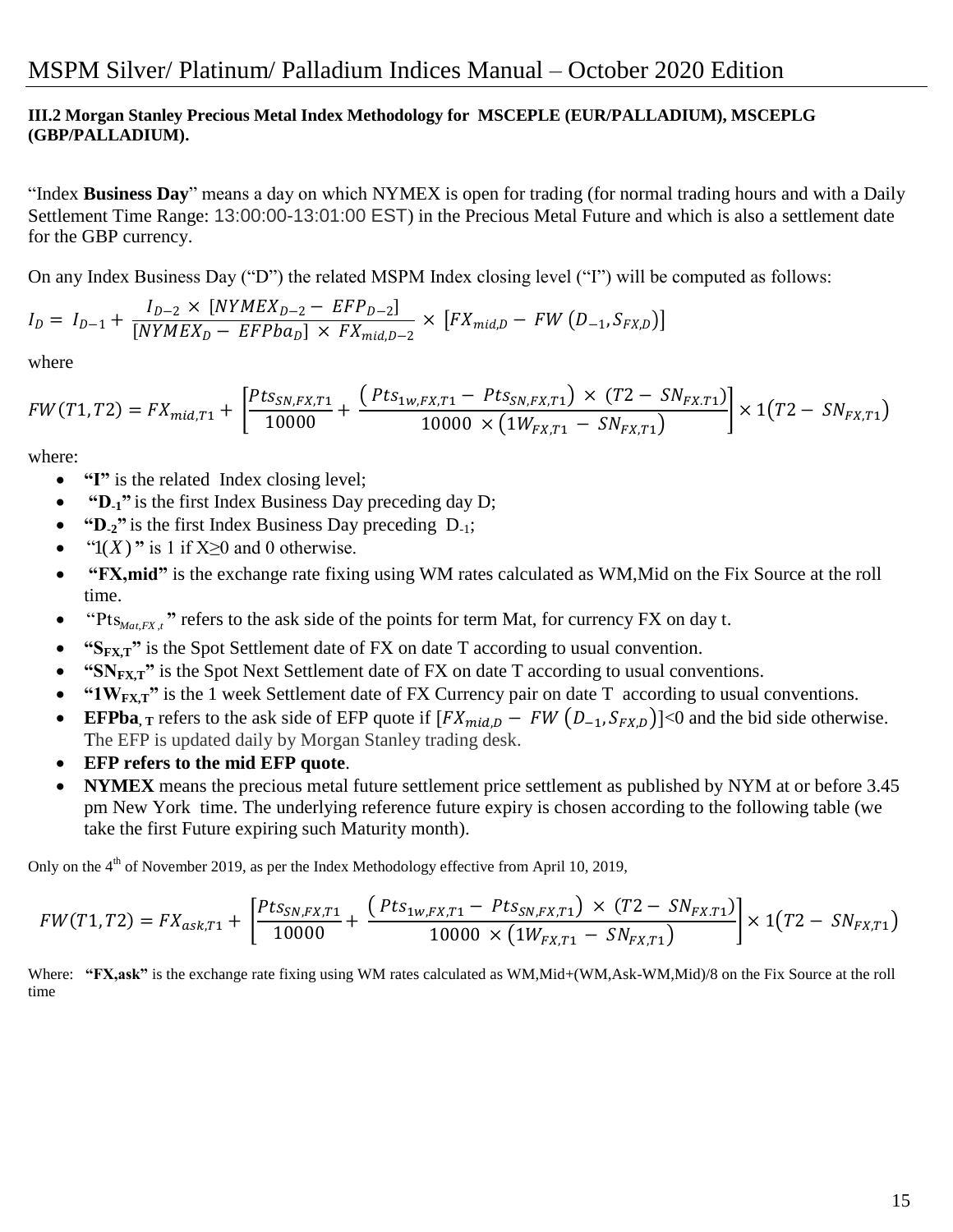### III.2 Morgan Stanley Precious Metal Index Methodology for MSCEPLE (EUR/PALLADIUM), MSCEPLG (GBP/PALLADIUM).

"Index **Business Day**" means a day on which NYMEX is open for trading (for normal trading hours and with a Daily Settlement Time Range: 13:00:00-13:01:00 EST) in the Precious Metal Future and which is also a settlement date for the GBP currency.

On any Index Business Day ("D") the related MSPM Index closing level ("I") will be computed as follows:

$$I_D = I_{D-1} + \frac{I_{D-2} \times [NYMEX_{D-2} - EFP_{D-2}]}{[NYMEX_D - EFPba_D] \times FX_{mid,D-2}} \times \left[FX_{mid,D} - FW\left(D_{-1}, S_{FX,D}\right)\right]$$

where

$$FW(T1,T2) = FX_{mid,T1} + \left[\frac{Pts_{SN,FX,T1}}{10000} + \frac{\left(Pts_{1w,FX,T1} - Pts_{SN,FX,T1}\right) \times \left(T2 - SN_{FX.T1}\right)}{10000 \times \left(1W_{FX,T1} - SN_{FX,T1}\right)}\right] \times 1\left(T2 - SN_{FX,T1}\right)$$

where:

- **"I"** is the related Index closing level;
- **"$D_{-1}$"** is the first Index Business Day preceding day D;
- **"$D_{-2}$"** is the first Index Business Day preceding $D_{-1}$;
- "$1(X)$" is 1 if $X \geq 0$ and 0 otherwise.
- **"FX,mid"** is the exchange rate fixing using WM rates calculated as WM,Mid on the Fix Source at the roll time.
- "$Pts_{Mat,FX,t}$" refers to the ask side of the points for term Mat, for currency FX on day t.
- **"$S_{FX,T}$"** is the Spot Settlement date of FX on date T according to usual convention.
- **"$SN_{FX,T}$"** is the Spot Next Settlement date of FX on date T according to usual conventions.
- **"$1W_{FX,T}$"** is the 1 week Settlement date of FX Currency pair on date T according to usual conventions.
- **$EFPba_{,T}$** refers to the ask side of EFP quote if $[FX_{mid,D} - FW\left(D_{-1}, S_{FX,D}\right)] < 0$ and the bid side otherwise. The EFP is updated daily by Morgan Stanley trading desk.
- **EFP refers to the mid EFP quote**.
- **NYMEX** means the precious metal future settlement price settlement as published by NYM at or before 3.45 pm New York time. The underlying reference future expiry is chosen according to the following table (we take the first Future expiring such Maturity month).

Only on the 4th of November 2019, as per the Index Methodology effective from April 10, 2019,

$$FW(T1,T2) = FX_{ask,T1} + \left[\frac{Pts_{SN,FX,T1}}{10000} + \frac{\left(Pts_{1w,FX,T1} - Pts_{SN,FX,T1}\right) \times \left(T2 - SN_{FX.T1}\right)}{10000 \times \left(1W_{FX,T1} - SN_{FX,T1}\right)}\right] \times 1\left(T2 - SN_{FX,T1}\right)$$

Where: **"FX,ask"** is the exchange rate fixing using WM rates calculated as WM,Mid+(WM,Ask-WM,Mid)/8 on the Fix Source at the roll time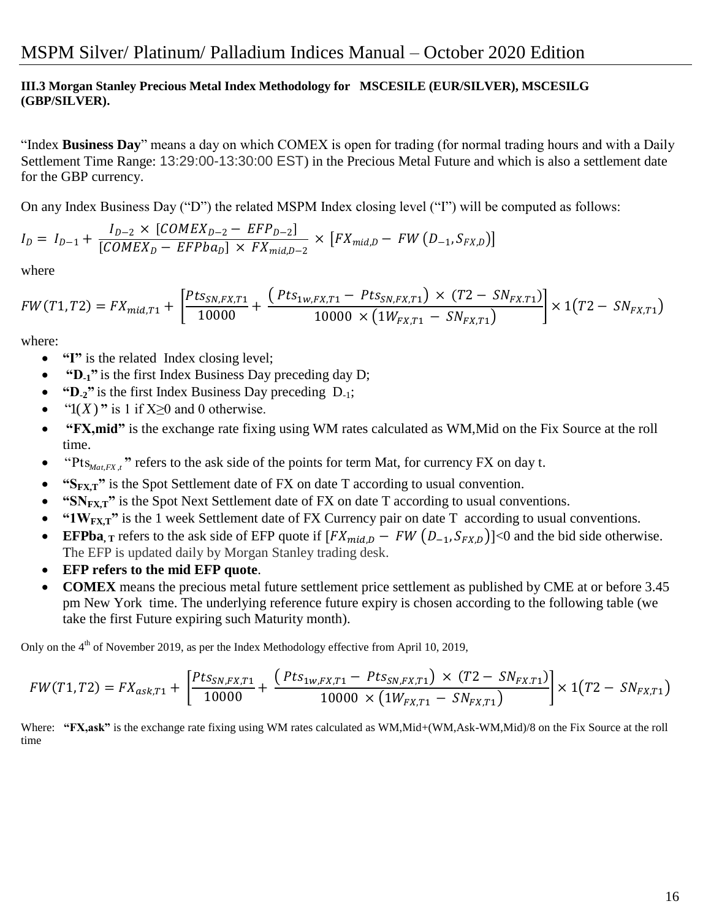### III.3 Morgan Stanley Precious Metal Index Methodology for MSCESILE (EUR/SILVER), MSCESILG (GBP/SILVER).

"Index **Business Day**" means a day on which COMEX is open for trading (for normal trading hours and with a Daily Settlement Time Range: 13:29:00-13:30:00 EST) in the Precious Metal Future and which is also a settlement date for the GBP currency.

On any Index Business Day ("D") the related MSPM Index closing level ("I") will be computed as follows:

$$I_D = I_{D-1} + \frac{I_{D-2} \times [COMEX_{D-2} - EFP_{D-2}]}{[COMEX_D - EFPba_D] \times FX_{mid,D-2}} \times [FX_{mid,D} - FW(D_{-1}, S_{FX,D})]$$

where

$$FW(T1,T2) = FX_{mid,T1} + \left[\frac{Pts_{SN,FX,T1}}{10000} + \frac{(Pts_{1w,FX,T1} - Pts_{SN,FX,T1}) \times (T2 - SN_{FX.T1})}{10000 \times (1W_{FX,T1} - SN_{FX,T1})}\right] \times 1(T2 - SN_{FX,T1})$$

where:

- **"I"** is the related Index closing level;
- **"$D_{-1}$"** is the first Index Business Day preceding day D;
- **"$D_{-2}$"** is the first Index Business Day preceding $D_{-1}$;
- "$1(X)$" is 1 if X≥0 and 0 otherwise.
- **"FX,mid"** is the exchange rate fixing using WM rates calculated as WM,Mid on the Fix Source at the roll time.
- "$Pts_{Mat,FX,t}$" refers to the ask side of the points for term Mat, for currency FX on day t.
- **"$S_{FX,T}$"** is the Spot Settlement date of FX on date T according to usual convention.
- **"$SN_{FX,T}$"** is the Spot Next Settlement date of FX on date T according to usual conventions.
- **"$1W_{FX,T}$"** is the 1 week Settlement date of FX Currency pair on date T according to usual conventions.
- **$EFPba_T$** refers to the ask side of EFP quote if $[FX_{mid,D} - FW(D_{-1}, S_{FX,D})]$<0 and the bid side otherwise. The EFP is updated daily by Morgan Stanley trading desk.
- **EFP refers to the mid EFP quote**.
- **COMEX** means the precious metal future settlement price settlement as published by CME at or before 3.45 pm New York time. The underlying reference future expiry is chosen according to the following table (we take the first Future expiring such Maturity month).

Only on the 4th of November 2019, as per the Index Methodology effective from April 10, 2019,

$$FW(T1,T2) = FX_{ask,T1} + \left[\frac{Pts_{SN,FX,T1}}{10000} + \frac{(Pts_{1w,FX,T1} - Pts_{SN,FX,T1}) \times (T2 - SN_{FX.T1})}{10000 \times (1W_{FX,T1} - SN_{FX,T1})}\right] \times 1(T2 - SN_{FX,T1})$$

Where: **"FX,ask"** is the exchange rate fixing using WM rates calculated as WM,Mid+(WM,Ask-WM,Mid)/8 on the Fix Source at the roll time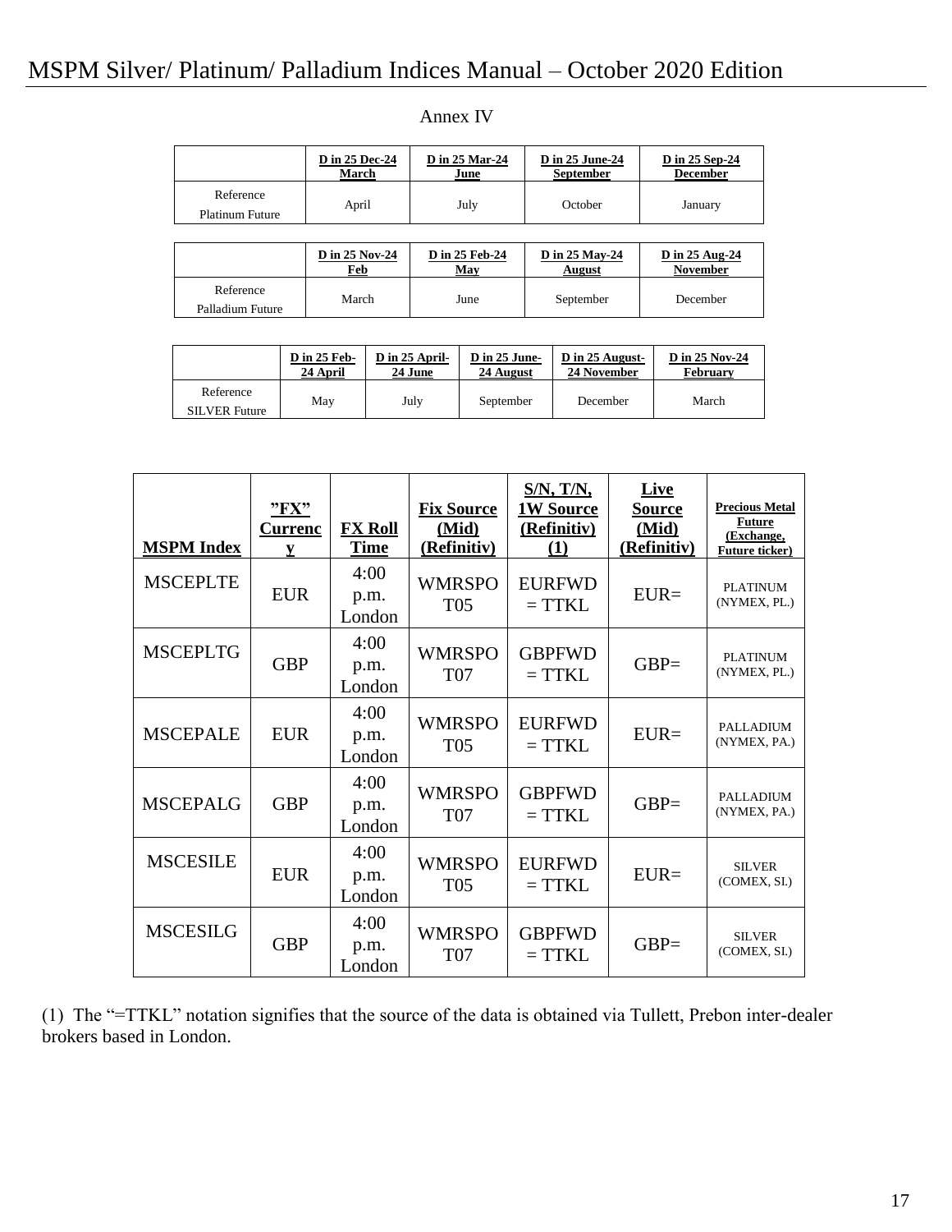Annex IV

| | D in 25 Dec-24 March | D in 25 Mar-24 June | D in 25 June-24 September | D in 25 Sep-24 December |
|---|---|---|---|---|
| Reference Platinum Future | April | July | October | January |

| | D in 25 Nov-24 Feb | D in 25 Feb-24 May | D in 25 May-24 August | D in 25 Aug-24 November |
|---|---|---|---|---|
| Reference Palladium Future | March | June | September | December |

| | D in 25 Feb-24 April | D in 25 April-24 June | D in 25 June-24 August | D in 25 August-24 November | D in 25 Nov-24 February |
|---|---|---|---|---|---|
| Reference SILVER Future | May | July | September | December | March |

| MSPM Index | "FX" Currency | FX Roll Time | Fix Source (Mid) (Refinitiv) | S/N, T/N, 1W Source (Refinitiv) (1) | Live Source (Mid) (Refinitiv) | Precious Metal Future (Exchange, Future ticker) |
|---|---|---|---|---|---|---|
| MSCEPLTE | EUR | 4:00 p.m. London | WMRSPOT05 | EURFWD =TTKL | EUR= | PLATINUM (NYMEX, PL.) |
| MSCEPLTG | GBP | 4:00 p.m. London | WMRSPOT07 | GBPFWD =TTKL | GBP= | PLATINUM (NYMEX, PL.) |
| MSCEPALE | EUR | 4:00 p.m. London | WMRSPOT05 | EURFWD =TTKL | EUR= | PALLADIUM (NYMEX, PA.) |
| MSCEPALG | GBP | 4:00 p.m. London | WMRSPOT07 | GBPFWD =TTKL | GBP= | PALLADIUM (NYMEX, PA.) |
| MSCESILE | EUR | 4:00 p.m. London | WMRSPOT05 | EURFWD =TTKL | EUR= | SILVER (COMEX, SI.) |
| MSCESILG | GBP | 4:00 p.m. London | WMRSPOT07 | GBPFWD =TTKL | GBP= | SILVER (COMEX, SI.) |

(1) The "=TTKL" notation signifies that the source of the data is obtained via Tullett, Prebon inter-dealer brokers based in London.